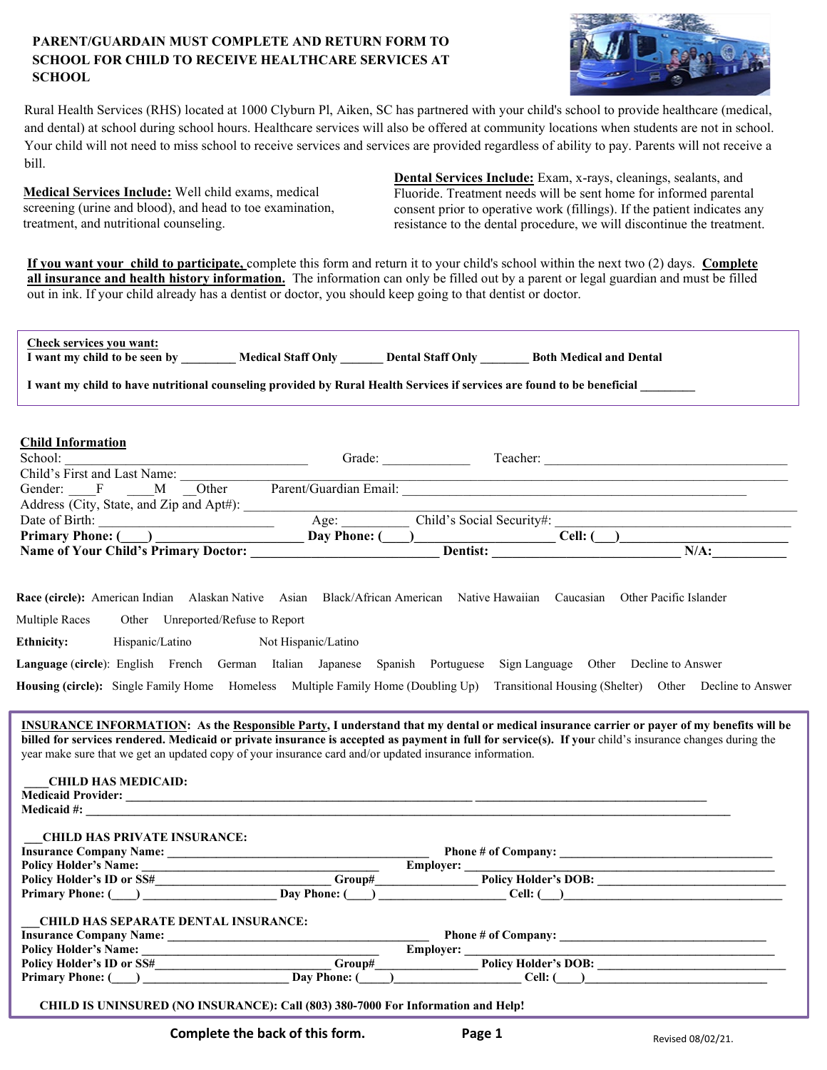**PARENT/GUARDAIN MUST COMPLETE AND RETURN FORM TO SCHOOL FOR CHILD TO RECEIVE HEALTHCARE SERVICES AT SCHOOL**

Rural Health Services (RHS) located at 1000 Clyburn Pl, Aiken, SC has partnered with your child's school to provide healthcare (medical, and dental) at school during school hours. Healthcare services will also be offered at community locations when students are not in school. Your child will not need to miss school to receive services and services are provided regardless of ability to pay. Parents will not receive a bill.

<u>**Medical Services Include:**</u> Well child exams, medical screening (urine and blood), and head to toe examination, treatment, and nutritional counseling.

<u>**Dental Services Include:**</u> Exam, x-rays, cleanings, sealants, and Fluoride. Treatment needs will be sent home for informed parental consent prior to operative work (fillings). If the patient indicates any resistance to the dental procedure, we will discontinue the treatment.

<u>**If you want your child to participate,**</u> complete this form and return it to your child's school within the next two (2) days. <u>**Complete all insurance and health history information.**</u> The information can only be filled out by a parent or legal guardian and must be filled out in ink. If your child already has a dentist or doctor, you should keep going to that dentist or doctor.

<u>**Check services you want:**</u>
**I want my child to be seen by ________ Medical Staff Only _______ Dental Staff Only ________ Both Medical and Dental**

**I want my child to have nutritional counseling provided by Rural Health Services if services are found to be beneficial ________**

<u>**Child Information**</u>

School: ___________________________________ Grade: _____________ Teacher: ___________________________________

Child's First and Last Name: ___________________________________________________________________________

Gender: ____F ____M __Other Parent/Guardian Email: ___________________________________________________

Address (City, State, and Zip and Apt#): _____________________________________________________________

Date of Birth: __________________________ Age: __________ Child's Social Security#: _________________________

**Primary Phone: (____) _____________________ Day Phone: (____)_____________________ Cell: (___)_______________________**

**Name of Your Child's Primary Doctor: ___________________________ Dentist: ___________________________ N/A:__________**

**Race (circle):** American Indian Alaskan Native Asian Black/African American Native Hawaiian Caucasian Other Pacific Islander Multiple Races Other Unreported/Refuse to Report

**Ethnicity:** Hispanic/Latino Not Hispanic/Latino

**Language (circle):** English French German Italian Japanese Spanish Portuguese Sign Language Other Decline to Answer

**Housing (circle):** Single Family Home Homeless Multiple Family Home (Doubling Up) Transitional Housing (Shelter) Other Decline to Answer

<u>**INSURANCE INFORMATION**</u>**: As the <u>Responsible Party</u>, I understand that my dental or medical insurance carrier or payer of my benefits will be billed for services rendered. Medicaid or private insurance is accepted as payment in full for service(s). If you**r child's insurance changes during the year make sure that we get an updated copy of your insurance card and/or updated insurance information.

**____CHILD HAS MEDICAID:**
**Medicaid Provider: ___________________________________________________________________________**
**Medicaid #: _______________________________________________________________________________**

**___CHILD HAS PRIVATE INSURANCE:**
**Insurance Company Name: ___________________________________ Phone # of Company: ___________________________**
**Policy Holder's Name: ___________________________________ Employer: ___________________________________**
**Policy Holder's ID or SS#___________________________ Group#________________ Policy Holder's DOB: ___________________________**
**Primary Phone: (____) ____________________ Day Phone: (____) ____________________ Cell: (___)___________________________**

**___CHILD HAS SEPARATE DENTAL INSURANCE:**
**Insurance Company Name: ___________________________________ Phone # of Company: ___________________________**
**Policy Holder's Name: ___________________________________ Employer: ___________________________________**
**Policy Holder's ID or SS#___________________________ Group#________________ Policy Holder's DOB: ___________________________**
**Primary Phone: (____) ______________________ Day Phone: (_____)____________________ Cell: (____)___________________________**

**CHILD IS UNINSURED (NO INSURANCE): Call (803) 380-7000 For Information and Help!**

**Complete the back of this form.**

Revised 08/02/21.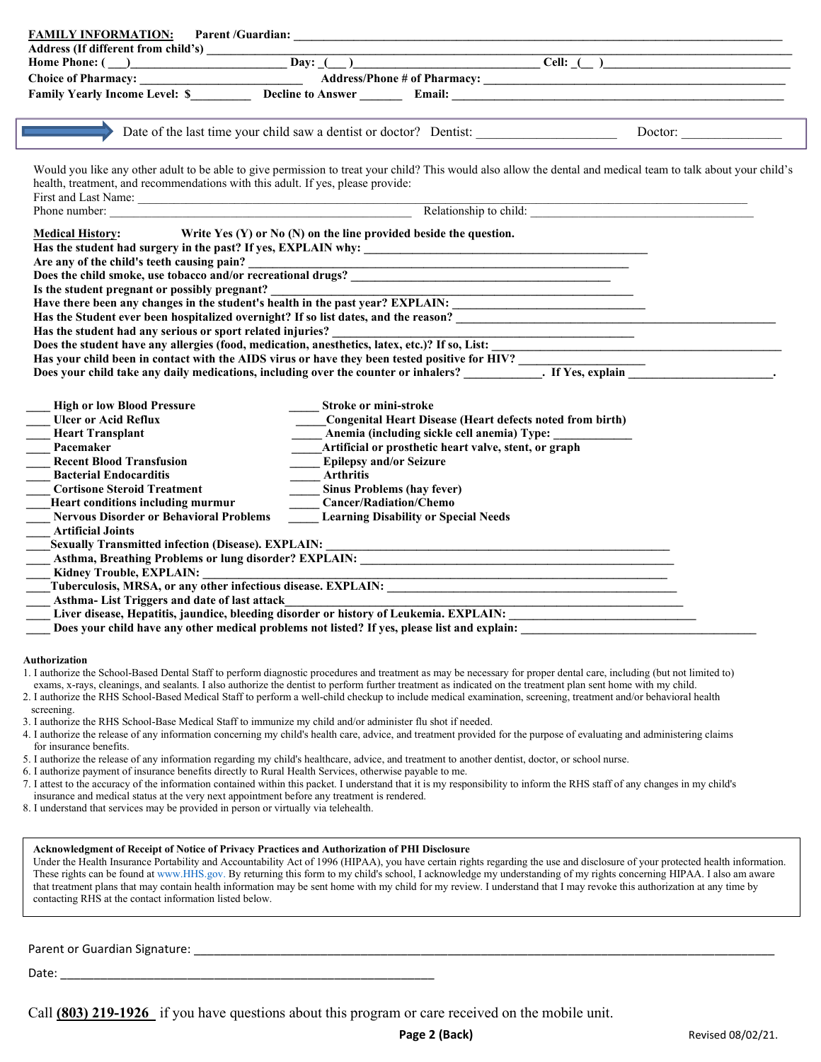**FAMILY INFORMATION:** **Parent /Guardian:** ____________________________________________________________

**Address (If different from child's)** ____________________________________________________________

**Home Phone: (___)**________________________ **Day: _(___)**____________________________ **Cell: _(__ )**______________________________

**Choice of Pharmacy:** ________________________ **Address/Phone # of Pharmacy:** ______________________________________________

**Family Yearly Income Level: $**_________ **Decline to Answer** _______ **Email:** ______________________________________________

Date of the last time your child saw a dentist or doctor? Dentist: ____________________ Doctor: _______________

Would you like any other adult to be able to give permission to treat your child? This would also allow the dental and medical team to talk about your child's health, treatment, and recommendations with this adult. If yes, please provide:

First and Last Name: ______________________________________________________________________________

Phone number: ________________________________________________ Relationship to child: ____________________________________

**Medical History:** **Write Yes (Y) or No (N) on the line provided beside the question.**

**Has the student had surgery in the past? If yes, EXPLAIN why:** _______________________________________________

**Are any of the child's teeth causing pain?** _______________________________________________________

**Does the child smoke, use tobacco and/or recreational drugs?** __________________________________________

**Is the student pregnant or possibly pregnant?** _______________________________________________________

**Have there been any changes in the student's health in the past year? EXPLAIN:** ______________________________

**Has the Student ever been hospitalized overnight? If so list dates, and the reason?** _____________________________________________________

**Has the student had any serious or sport related injuries?** ____________________________________________

**Does the student have any allergies (food, medication, anesthetics, latex, etc.)? If so, List:** ____________________________________________

**Has your child been in contact with the AIDS virus or have they been tested positive for HIV?** ____________________

**Does your child take any daily medications, including over the counter or inhalers?** ____________. **If Yes, explain** _______________________.

____ **High or low Blood Pressure**
____ **Ulcer or Acid Reflux**
____ **Heart Transplant**
____ **Pacemaker**
____ **Recent Blood Transfusion**
____ **Bacterial Endocarditis**
____ **Cortisone Steroid Treatment**
____ **Heart conditions including murmur**
____ **Nervous Disorder or Behavioral Problems**
____ **Artificial Joints**
_____ **Stroke or mini-stroke**
_____ **Congenital Heart Disease (Heart defects noted from birth)**
_____ **Anemia (including sickle cell anemia) Type:** ____________
_____ **Artificial or prosthetic heart valve, stent, or graph**
_____ **Epilepsy and/or Seizure**
_____ **Arthritis**
_____ **Sinus Problems (hay fever)**
_____ **Cancer/Radiation/Chemo**
_____ **Learning Disability or Special Needs**

____ **Sexually Transmitted infection (Disease). EXPLAIN:** ____________________________________________________

____ **Asthma, Breathing Problems or lung disorder? EXPLAIN:** _______________________________________________

____ **Kidney Trouble, EXPLAIN:** _____________________________________________________________________

____ **Tuberculosis, MRSA, or any other infectious disease. EXPLAIN:** ______________________________________________

____ **Asthma- List Triggers and date of last attack** ________________________________________________________

____ **Liver disease, Hepatitis, jaundice, bleeding disorder or history of Leukemia. EXPLAIN:** _____________________________

____ **Does your child have any other medical problems not listed? If yes, please list and explain:** ____________________________________

**Authorization**

1. I authorize the School-Based Dental Staff to perform diagnostic procedures and treatment as may be necessary for proper dental care, including (but not limited to) exams, x-rays, cleanings, and sealants. I also authorize the dentist to perform further treatment as indicated on the treatment plan sent home with my child.
2. I authorize the RHS School-Based Medical Staff to perform a well-child checkup to include medical examination, screening, treatment and/or behavioral health screening.
3. I authorize the RHS School-Base Medical Staff to immunize my child and/or administer flu shot if needed.
4. I authorize the release of any information concerning my child's health care, advice, and treatment provided for the purpose of evaluating and administering claims for insurance benefits.
5. I authorize the release of any information regarding my child's healthcare, advice, and treatment to another dentist, doctor, or school nurse.
6. I authorize payment of insurance benefits directly to Rural Health Services, otherwise payable to me.
7. I attest to the accuracy of the information contained within this packet. I understand that it is my responsibility to inform the RHS staff of any changes in my child's insurance and medical status at the very next appointment before any treatment is rendered.
8. I understand that services may be provided in person or virtually via telehealth.

**Acknowledgment of Receipt of Notice of Privacy Practices and Authorization of PHI Disclosure**

Under the Health Insurance Portability and Accountability Act of 1996 (HIPAA), you have certain rights regarding the use and disclosure of your protected health information. These rights can be found at www.HHS.gov. By returning this form to my child's school, I acknowledge my understanding of my rights concerning HIPAA. I also am aware that treatment plans that may contain health information may be sent home with my child for my review. I understand that I may revoke this authorization at any time by contacting RHS at the contact information listed below.

Parent or Guardian Signature: ______________________________________________________________________________

Date: ______________________________________________________

Call **(803) 219-1926** if you have questions about this program or care received on the mobile unit.

**Page 2 (Back)** Revised 08/02/21.